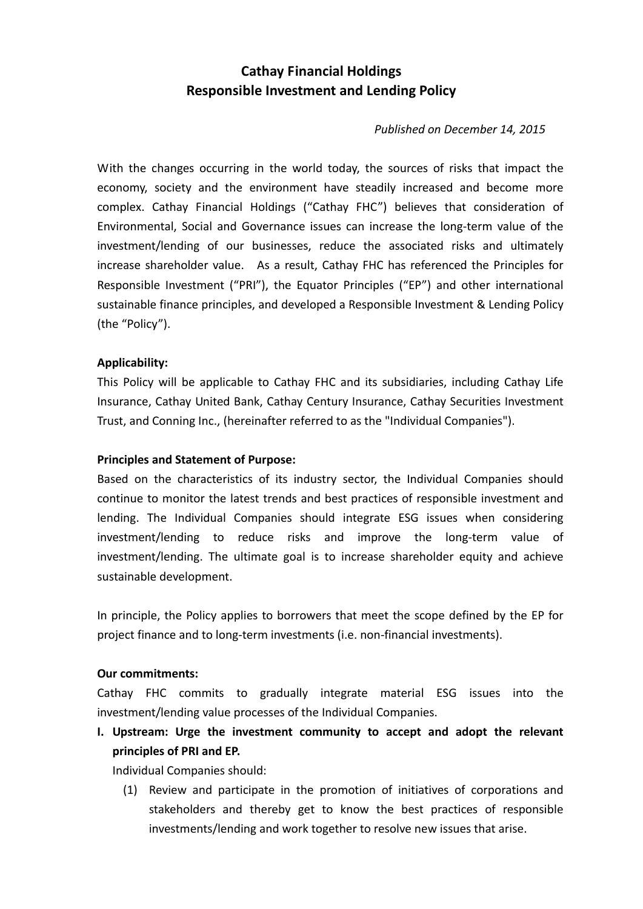# Cathay Financial Holdings
# Responsible Investment and Lending Policy

*Published on December 14, 2015*

With the changes occurring in the world today, the sources of risks that impact the economy, society and the environment have steadily increased and become more complex. Cathay Financial Holdings ("Cathay FHC") believes that consideration of Environmental, Social and Governance issues can increase the long-term value of the investment/lending of our businesses, reduce the associated risks and ultimately increase shareholder value. As a result, Cathay FHC has referenced the Principles for Responsible Investment ("PRI"), the Equator Principles ("EP") and other international sustainable finance principles, and developed a Responsible Investment & Lending Policy (the "Policy").

**Applicability:**

This Policy will be applicable to Cathay FHC and its subsidiaries, including Cathay Life Insurance, Cathay United Bank, Cathay Century Insurance, Cathay Securities Investment Trust, and Conning Inc., (hereinafter referred to as the "Individual Companies").

**Principles and Statement of Purpose:**

Based on the characteristics of its industry sector, the Individual Companies should continue to monitor the latest trends and best practices of responsible investment and lending. The Individual Companies should integrate ESG issues when considering investment/lending to reduce risks and improve the long-term value of investment/lending. The ultimate goal is to increase shareholder equity and achieve sustainable development.

In principle, the Policy applies to borrowers that meet the scope defined by the EP for project finance and to long-term investments (i.e. non-financial investments).

**Our commitments:**

Cathay FHC commits to gradually integrate material ESG issues into the investment/lending value processes of the Individual Companies.

**I. Upstream: Urge the investment community to accept and adopt the relevant principles of PRI and EP.**

Individual Companies should:

(1) Review and participate in the promotion of initiatives of corporations and stakeholders and thereby get to know the best practices of responsible investments/lending and work together to resolve new issues that arise.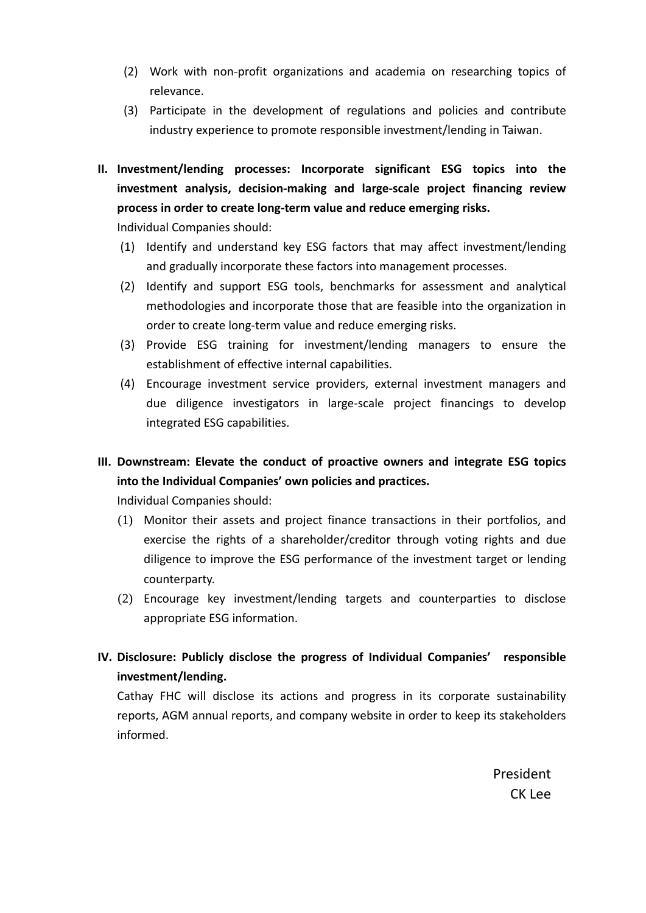(2) Work with non-profit organizations and academia on researching topics of relevance.

(3) Participate in the development of regulations and policies and contribute industry experience to promote responsible investment/lending in Taiwan.

**II. Investment/lending processes: Incorporate significant ESG topics into the investment analysis, decision-making and large-scale project financing review process in order to create long-term value and reduce emerging risks.**

Individual Companies should:

(1) Identify and understand key ESG factors that may affect investment/lending and gradually incorporate these factors into management processes.

(2) Identify and support ESG tools, benchmarks for assessment and analytical methodologies and incorporate those that are feasible into the organization in order to create long-term value and reduce emerging risks.

(3) Provide ESG training for investment/lending managers to ensure the establishment of effective internal capabilities.

(4) Encourage investment service providers, external investment managers and due diligence investigators in large-scale project financings to develop integrated ESG capabilities.

**III. Downstream: Elevate the conduct of proactive owners and integrate ESG topics into the Individual Companies' own policies and practices.**

Individual Companies should:

(1) Monitor their assets and project finance transactions in their portfolios, and exercise the rights of a shareholder/creditor through voting rights and due diligence to improve the ESG performance of the investment target or lending counterparty.

(2) Encourage key investment/lending targets and counterparties to disclose appropriate ESG information.

**IV. Disclosure: Publicly disclose the progress of Individual Companies' responsible investment/lending.**

Cathay FHC will disclose its actions and progress in its corporate sustainability reports, AGM annual reports, and company website in order to keep its stakeholders informed.

President

CK Lee